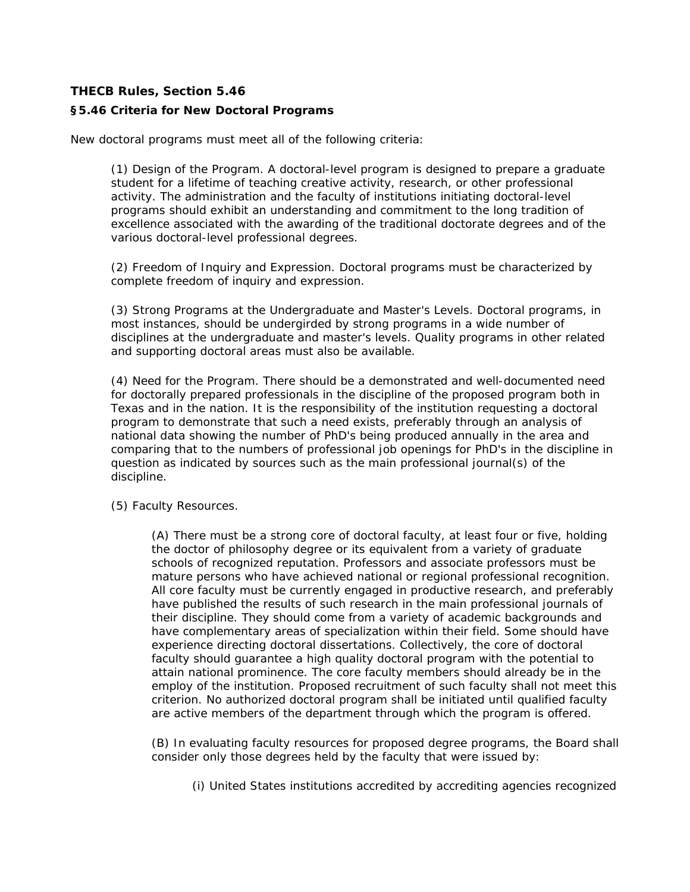**THECB Rules, Section 5.46**

**§5.46 Criteria for New Doctoral Programs**

New doctoral programs must meet all of the following criteria:

(1) Design of the Program. A doctoral-level program is designed to prepare a graduate student for a lifetime of teaching creative activity, research, or other professional activity. The administration and the faculty of institutions initiating doctoral-level programs should exhibit an understanding and commitment to the long tradition of excellence associated with the awarding of the traditional doctorate degrees and of the various doctoral-level professional degrees.

(2) Freedom of Inquiry and Expression. Doctoral programs must be characterized by complete freedom of inquiry and expression.

(3) Strong Programs at the Undergraduate and Master's Levels. Doctoral programs, in most instances, should be undergirded by strong programs in a wide number of disciplines at the undergraduate and master's levels. Quality programs in other related and supporting doctoral areas must also be available.

(4) Need for the Program. There should be a demonstrated and well-documented need for doctorally prepared professionals in the discipline of the proposed program both in Texas and in the nation. It is the responsibility of the institution requesting a doctoral program to demonstrate that such a need exists, preferably through an analysis of national data showing the number of PhD's being produced annually in the area and comparing that to the numbers of professional job openings for PhD's in the discipline in question as indicated by sources such as the main professional journal(s) of the discipline.

(5) Faculty Resources.

(A) There must be a strong core of doctoral faculty, at least four or five, holding the doctor of philosophy degree or its equivalent from a variety of graduate schools of recognized reputation. Professors and associate professors must be mature persons who have achieved national or regional professional recognition. All core faculty must be currently engaged in productive research, and preferably have published the results of such research in the main professional journals of their discipline. They should come from a variety of academic backgrounds and have complementary areas of specialization within their field. Some should have experience directing doctoral dissertations. Collectively, the core of doctoral faculty should guarantee a high quality doctoral program with the potential to attain national prominence. The core faculty members should already be in the employ of the institution. Proposed recruitment of such faculty shall not meet this criterion. No authorized doctoral program shall be initiated until qualified faculty are active members of the department through which the program is offered.

(B) In evaluating faculty resources for proposed degree programs, the Board shall consider only those degrees held by the faculty that were issued by:

(i) United States institutions accredited by accrediting agencies recognized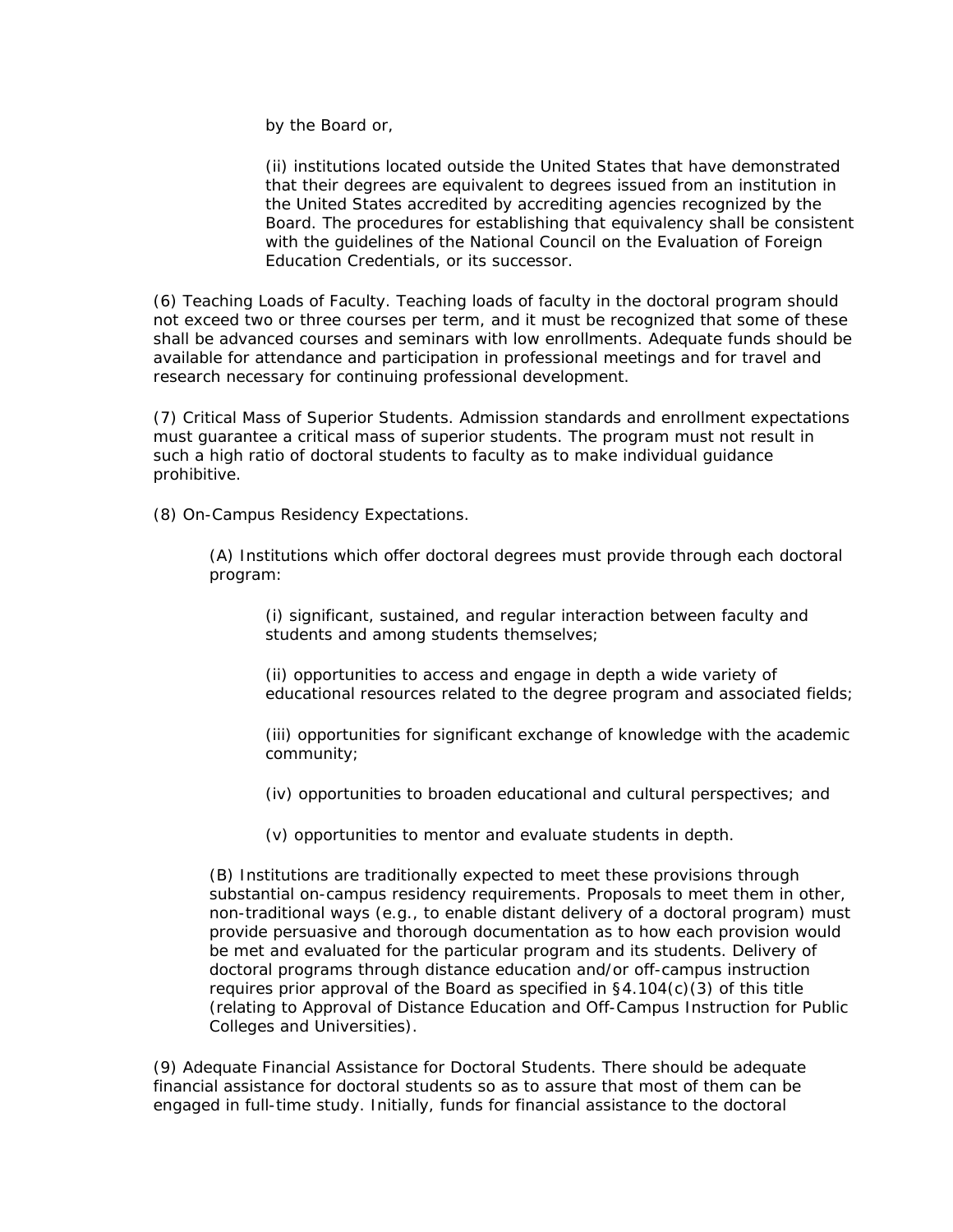by the Board or,

(ii) institutions located outside the United States that have demonstrated that their degrees are equivalent to degrees issued from an institution in the United States accredited by accrediting agencies recognized by the Board. The procedures for establishing that equivalency shall be consistent with the guidelines of the National Council on the Evaluation of Foreign Education Credentials, or its successor.

(6) Teaching Loads of Faculty. Teaching loads of faculty in the doctoral program should not exceed two or three courses per term, and it must be recognized that some of these shall be advanced courses and seminars with low enrollments. Adequate funds should be available for attendance and participation in professional meetings and for travel and research necessary for continuing professional development.

(7) Critical Mass of Superior Students. Admission standards and enrollment expectations must guarantee a critical mass of superior students. The program must not result in such a high ratio of doctoral students to faculty as to make individual guidance prohibitive.

(8) On-Campus Residency Expectations.

(A) Institutions which offer doctoral degrees must provide through each doctoral program:

(i) significant, sustained, and regular interaction between faculty and students and among students themselves;

(ii) opportunities to access and engage in depth a wide variety of educational resources related to the degree program and associated fields;

(iii) opportunities for significant exchange of knowledge with the academic community;

(iv) opportunities to broaden educational and cultural perspectives; and

(v) opportunities to mentor and evaluate students in depth.

(B) Institutions are traditionally expected to meet these provisions through substantial on-campus residency requirements. Proposals to meet them in other, non-traditional ways (e.g., to enable distant delivery of a doctoral program) must provide persuasive and thorough documentation as to how each provision would be met and evaluated for the particular program and its students. Delivery of doctoral programs through distance education and/or off-campus instruction requires prior approval of the Board as specified in §4.104(c)(3) of this title (relating to Approval of Distance Education and Off-Campus Instruction for Public Colleges and Universities).

(9) Adequate Financial Assistance for Doctoral Students. There should be adequate financial assistance for doctoral students so as to assure that most of them can be engaged in full-time study. Initially, funds for financial assistance to the doctoral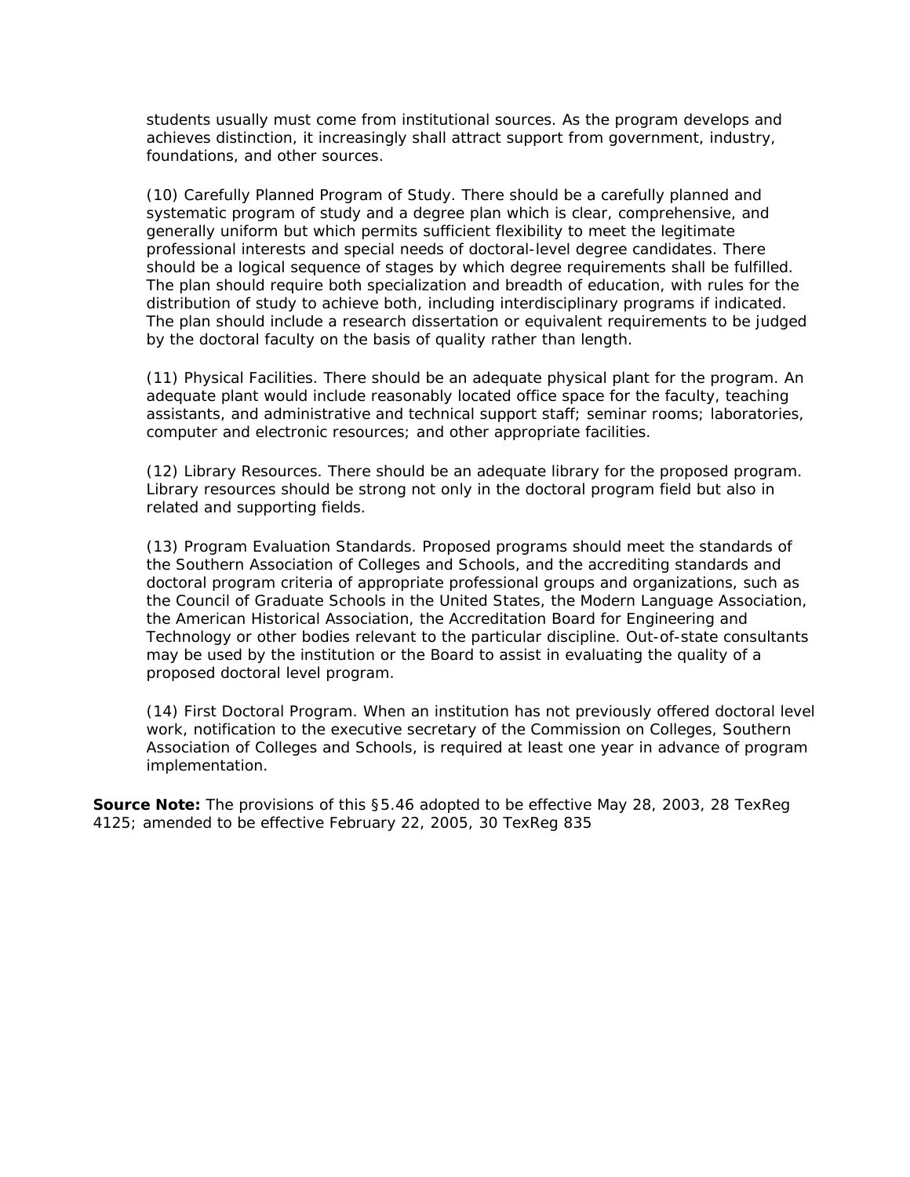students usually must come from institutional sources. As the program develops and achieves distinction, it increasingly shall attract support from government, industry, foundations, and other sources.

(10) Carefully Planned Program of Study. There should be a carefully planned and systematic program of study and a degree plan which is clear, comprehensive, and generally uniform but which permits sufficient flexibility to meet the legitimate professional interests and special needs of doctoral-level degree candidates. There should be a logical sequence of stages by which degree requirements shall be fulfilled. The plan should require both specialization and breadth of education, with rules for the distribution of study to achieve both, including interdisciplinary programs if indicated. The plan should include a research dissertation or equivalent requirements to be judged by the doctoral faculty on the basis of quality rather than length.

(11) Physical Facilities. There should be an adequate physical plant for the program. An adequate plant would include reasonably located office space for the faculty, teaching assistants, and administrative and technical support staff; seminar rooms; laboratories, computer and electronic resources; and other appropriate facilities.

(12) Library Resources. There should be an adequate library for the proposed program. Library resources should be strong not only in the doctoral program field but also in related and supporting fields.

(13) Program Evaluation Standards. Proposed programs should meet the standards of the Southern Association of Colleges and Schools, and the accrediting standards and doctoral program criteria of appropriate professional groups and organizations, such as the Council of Graduate Schools in the United States, the Modern Language Association, the American Historical Association, the Accreditation Board for Engineering and Technology or other bodies relevant to the particular discipline. Out-of-state consultants may be used by the institution or the Board to assist in evaluating the quality of a proposed doctoral level program.

(14) First Doctoral Program. When an institution has not previously offered doctoral level work, notification to the executive secretary of the Commission on Colleges, Southern Association of Colleges and Schools, is required at least one year in advance of program implementation.

**Source Note:** The provisions of this §5.46 adopted to be effective May 28, 2003, 28 TexReg 4125; amended to be effective February 22, 2005, 30 TexReg 835